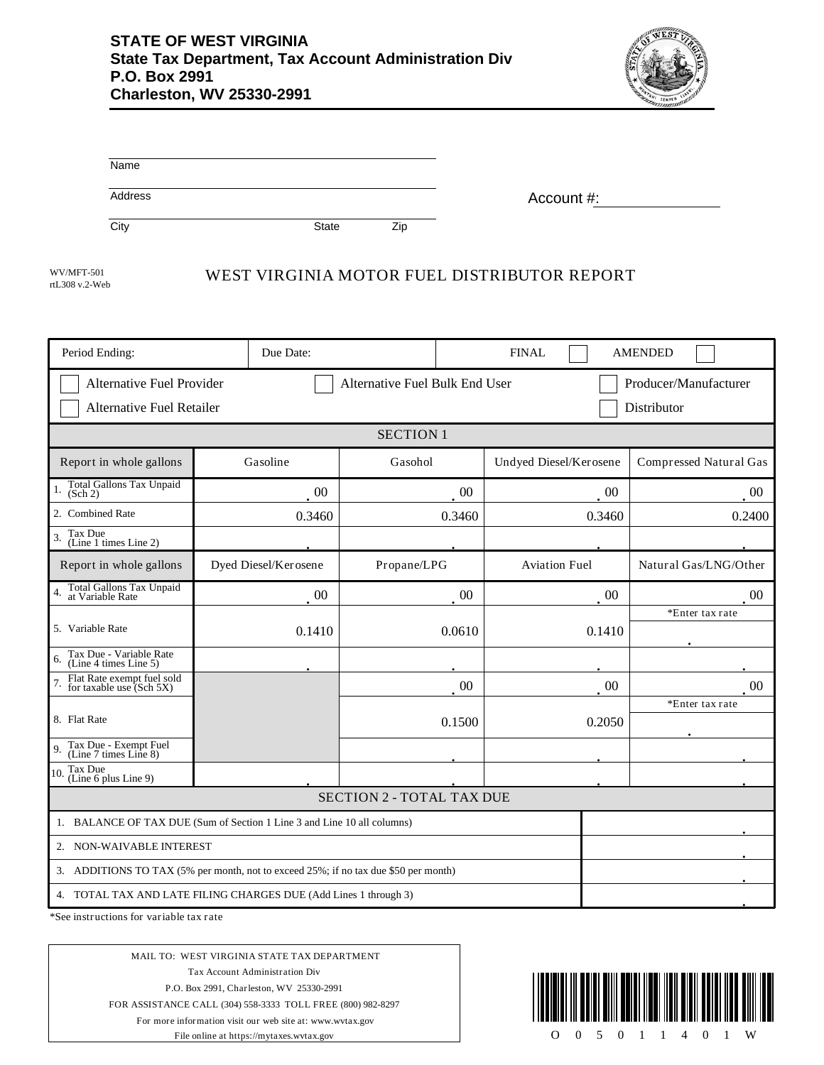**STATE OF WEST VIRGINIA**
**State Tax Department, Tax Account Administration Div**
**P.O. Box 2991**
**Charleston, WV 25330-2991**

Name

Address

City State Zip

Account #:

WV/MFT-501
rtL308 v.2-Web

# WEST VIRGINIA MOTOR FUEL DISTRIBUTOR REPORT

| Period Ending: | Due Date: | FINAL ☐ | AMENDED ☐ |
|---|---|---|---|

☐ Alternative Fuel Provider ☐ Alternative Fuel Bulk End User ☐ Producer/Manufacturer
☐ Alternative Fuel Retailer ☐ Distributor

## SECTION 1

| Report in whole gallons | Gasoline | Gasohol | Undyed Diesel/Kerosene | Compressed Natural Gas |
|---|---|---|---|---|
| 1. Total Gallons Tax Unpaid (Sch 2) | .00 | .00 | .00 | .00 |
| 2. Combined Rate | 0.3460 | 0.3460 | 0.3460 | 0.2400 |
| 3. Tax Due (Line 1 times Line 2) | . | . | . | . |
| **Report in whole gallons** | **Dyed Diesel/Kerosene** | **Propane/LPG** | **Aviation Fuel** | **Natural Gas/LNG/Other** |
| 4. Total Gallons Tax Unpaid at Variable Rate | .00 | .00 | .00 | .00 |
| 5. Variable Rate | 0.1410 | 0.0610 | 0.1410 | *Enter tax rate . |
| 6. Tax Due - Variable Rate (Line 4 times Line 5) | . | . | . | . |
| 7. Flat Rate exempt fuel sold for taxable use (Sch 5X) | | .00 | .00 | .00 |
| 8. Flat Rate | | 0.1500 | 0.2050 | *Enter tax rate . |
| 9. Tax Due - Exempt Fuel (Line 7 times Line 8) | | . | . | . |
| 10. Tax Due (Line 6 plus Line 9) | . | . | . | . |

## SECTION 2 - TOTAL TAX DUE

| | |
|---|---|
| 1. BALANCE OF TAX DUE (Sum of Section 1 Line 3 and Line 10 all columns) | . |
| 2. NON-WAIVABLE INTEREST | . |
| 3. ADDITIONS TO TAX (5% per month, not to exceed 25%; if no tax due $50 per month) | . |
| 4. TOTAL TAX AND LATE FILING CHARGES DUE (Add Lines 1 through 3) | . |

*See instructions for variable tax rate

MAIL TO: WEST VIRGINIA STATE TAX DEPARTMENT
Tax Account Administration Div
P.O. Box 2991, Charleston, WV 25330-2991
FOR ASSISTANCE CALL (304) 558-3333 TOLL FREE (800) 982-8297
For more information visit our web site at: www.wvtax.gov
File online at https://mytaxes.wvtax.gov

O 0 5 0 1 1 4 0 1 W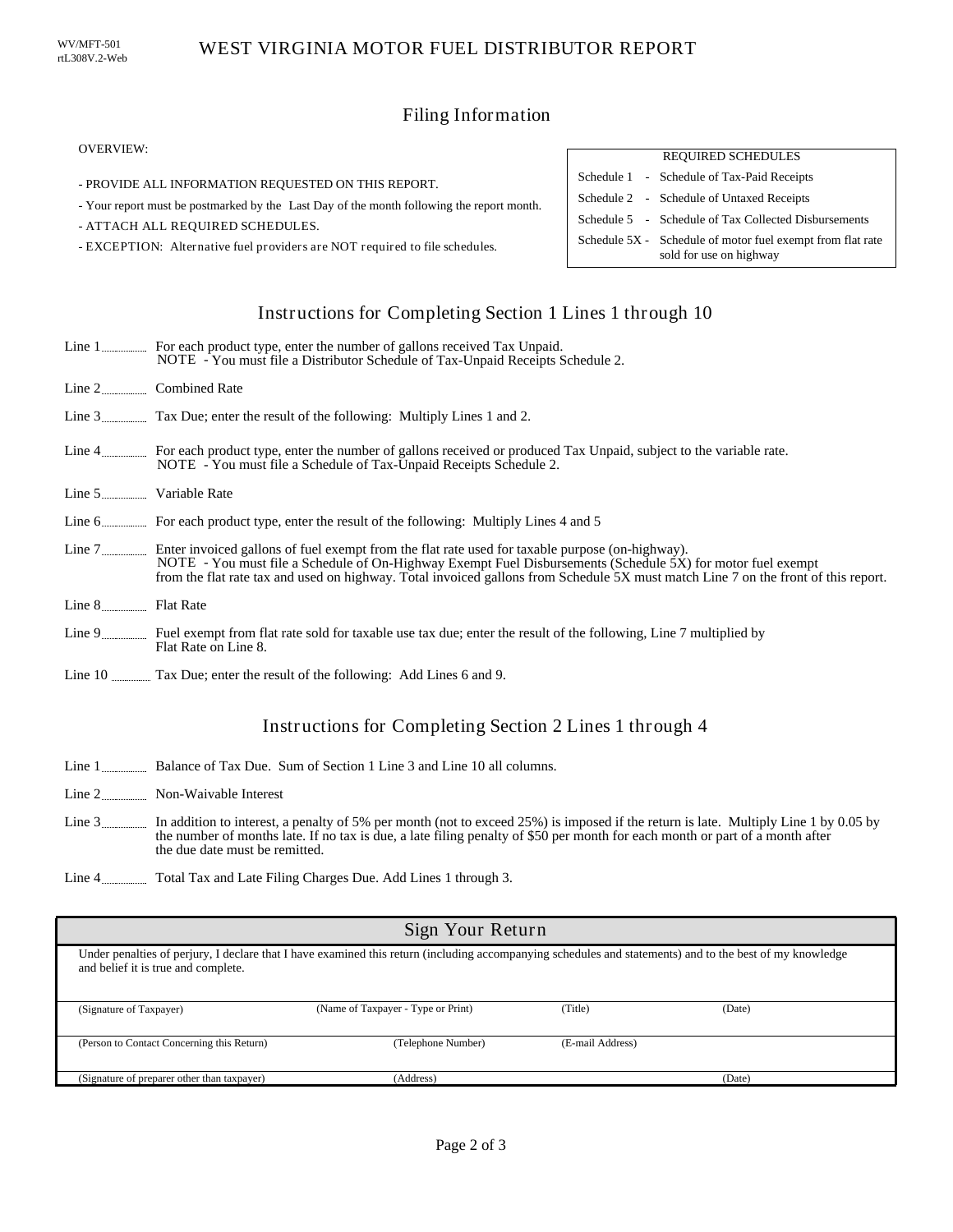WV/MFT-501
rtL308V.2-Web

# WEST VIRGINIA MOTOR FUEL DISTRIBUTOR REPORT

## Filing Information

OVERVIEW:

- PROVIDE ALL INFORMATION REQUESTED ON THIS REPORT.
- Your report must be postmarked by the Last Day of the month following the report month.
- ATTACH ALL REQUIRED SCHEDULES.
- EXCEPTION: Alternative fuel providers are NOT required to file schedules.

| REQUIRED SCHEDULES | |
|---|---|
| Schedule 1 - | Schedule of Tax-Paid Receipts |
| Schedule 2 - | Schedule of Untaxed Receipts |
| Schedule 5 - | Schedule of Tax Collected Disbursements |
| Schedule 5X - | Schedule of motor fuel exempt from flat rate sold for use on highway |

## Instructions for Completing Section 1 Lines 1 through 10

Line 1 ........ For each product type, enter the number of gallons received Tax Unpaid.
NOTE - You must file a Distributor Schedule of Tax-Unpaid Receipts Schedule 2.

Line 2 ........ Combined Rate

Line 3 ........ Tax Due; enter the result of the following: Multiply Lines 1 and 2.

Line 4 ........ For each product type, enter the number of gallons received or produced Tax Unpaid, subject to the variable rate.
NOTE - You must file a Schedule of Tax-Unpaid Receipts Schedule 2.

Line 5 ........ Variable Rate

Line 6 ........ For each product type, enter the result of the following: Multiply Lines 4 and 5

Line 7 ........ Enter invoiced gallons of fuel exempt from the flat rate used for taxable purpose (on-highway).
NOTE - You must file a Schedule of On-Highway Exempt Fuel Disbursements (Schedule 5X) for motor fuel exempt from the flat rate tax and used on highway. Total invoiced gallons from Schedule 5X must match Line 7 on the front of this report.

Line 8 ........ Flat Rate

Line 9 ........ Fuel exempt from flat rate sold for taxable use tax due; enter the result of the following, Line 7 multiplied by Flat Rate on Line 8.

Line 10 ........ Tax Due; enter the result of the following: Add Lines 6 and 9.

## Instructions for Completing Section 2 Lines 1 through 4

Line 1 ........ Balance of Tax Due. Sum of Section 1 Line 3 and Line 10 all columns.

Line 2 ........ Non-Waivable Interest

Line 3 ........ In addition to interest, a penalty of 5% per month (not to exceed 25%) is imposed if the return is late. Multiply Line 1 by 0.05 by the number of months late. If no tax is due, a late filing penalty of $50 per month for each month or part of a month after the due date must be remitted.

Line 4 ........ Total Tax and Late Filing Charges Due. Add Lines 1 through 3.

## Sign Your Return

Under penalties of perjury, I declare that I have examined this return (including accompanying schedules and statements) and to the best of my knowledge and belief it is true and complete.

| (Signature of Taxpayer) | (Name of Taxpayer - Type or Print) | (Title) | (Date) |
|---|---|---|---|
| (Person to Contact Concerning this Return) | (Telephone Number) | (E-mail Address) | |
| (Signature of preparer other than taxpayer) | (Address) | | (Date) |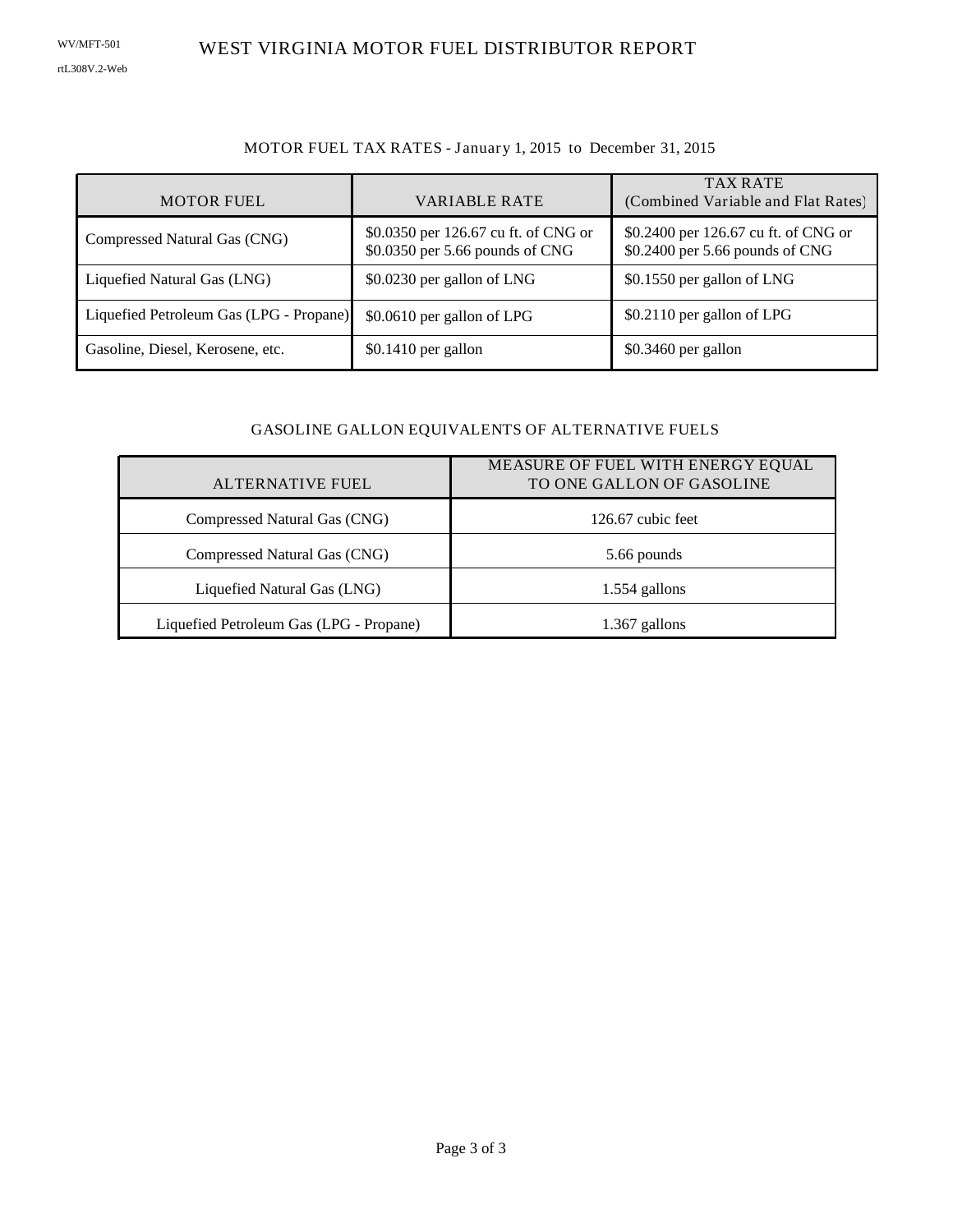WV/MFT-501

rtL308V.2-Web

# WEST VIRGINIA MOTOR FUEL DISTRIBUTOR REPORT

## MOTOR FUEL TAX RATES - January 1, 2015 to December 31, 2015

| MOTOR FUEL | VARIABLE RATE | TAX RATE (Combined Variable and Flat Rates) |
|---|---|---|
| Compressed Natural Gas (CNG) | \$0.0350 per 126.67 cu ft. of CNG or \$0.0350 per 5.66 pounds of CNG | \$0.2400 per 126.67 cu ft. of CNG or \$0.2400 per 5.66 pounds of CNG |
| Liquefied Natural Gas (LNG) | \$0.0230 per gallon of LNG | \$0.1550 per gallon of LNG |
| Liquefied Petroleum Gas (LPG - Propane) | \$0.0610 per gallon of LPG | \$0.2110 per gallon of LPG |
| Gasoline, Diesel, Kerosene, etc. | \$0.1410 per gallon | \$0.3460 per gallon |

## GASOLINE GALLON EQUIVALENTS OF ALTERNATIVE FUELS

| ALTERNATIVE FUEL | MEASURE OF FUEL WITH ENERGY EQUAL TO ONE GALLON OF GASOLINE |
|---|---|
| Compressed Natural Gas (CNG) | 126.67 cubic feet |
| Compressed Natural Gas (CNG) | 5.66 pounds |
| Liquefied Natural Gas (LNG) | 1.554 gallons |
| Liquefied Petroleum Gas (LPG - Propane) | 1.367 gallons |